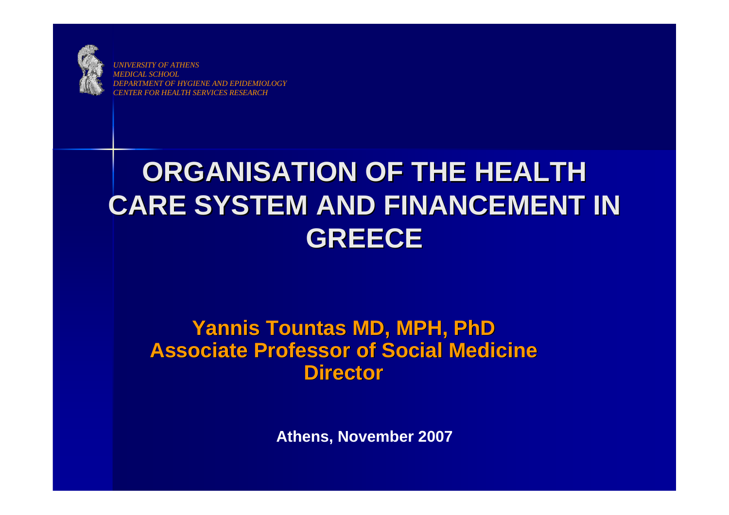*UNIVERSITY OF ATHENS*
*MEDICAL SCHOOL*
*DEPARTMENT OF HYGIENE AND EPIDEMIOLOGY*
*CENTER FOR HEALTH SERVICES RESEARCH*

# ORGANISATION OF THE HEALTH CARE SYSTEM AND FINANCEMENT IN GREECE

**Yannis Tountas MD, MPH, PhD**
**Associate Professor of Social Medicine**
**Director**

**Athens, November 2007**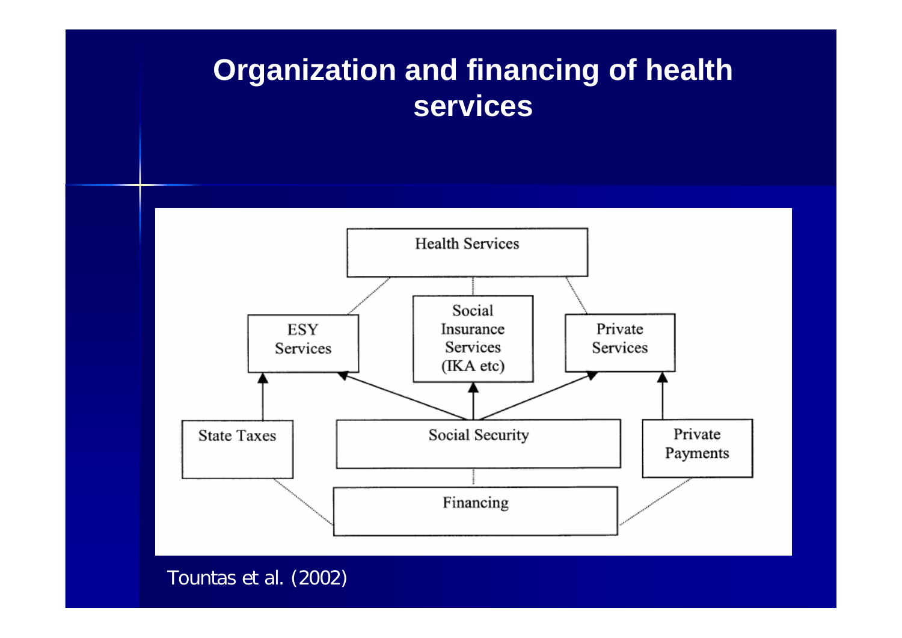# Organization and financing of health services

Health Services

ESY Services

Social Insurance Services (IKA etc)

Private Services

State Taxes

Social Security

Private Payments

Financing

Tountas et al. (2002)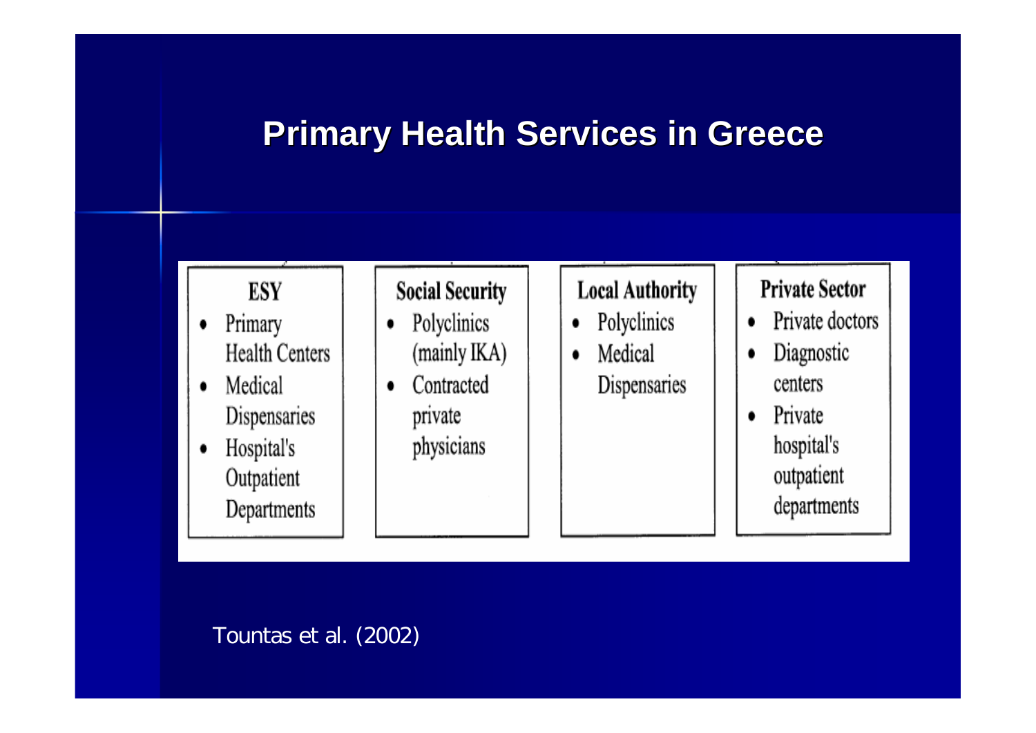# Primary Health Services in Greece

| ESY | Social Security | Local Authority | Private Sector |
|---|---|---|---|
| • Primary Health Centers<br>• Medical Dispensaries<br>• Hospital's Outpatient Departments | • Polyclinics (mainly IKA)<br>• Contracted private physicians | • Polyclinics<br>• Medical Dispensaries | • Private doctors<br>• Diagnostic centers<br>• Private hospital's outpatient departments |

Tountas et al. (2002)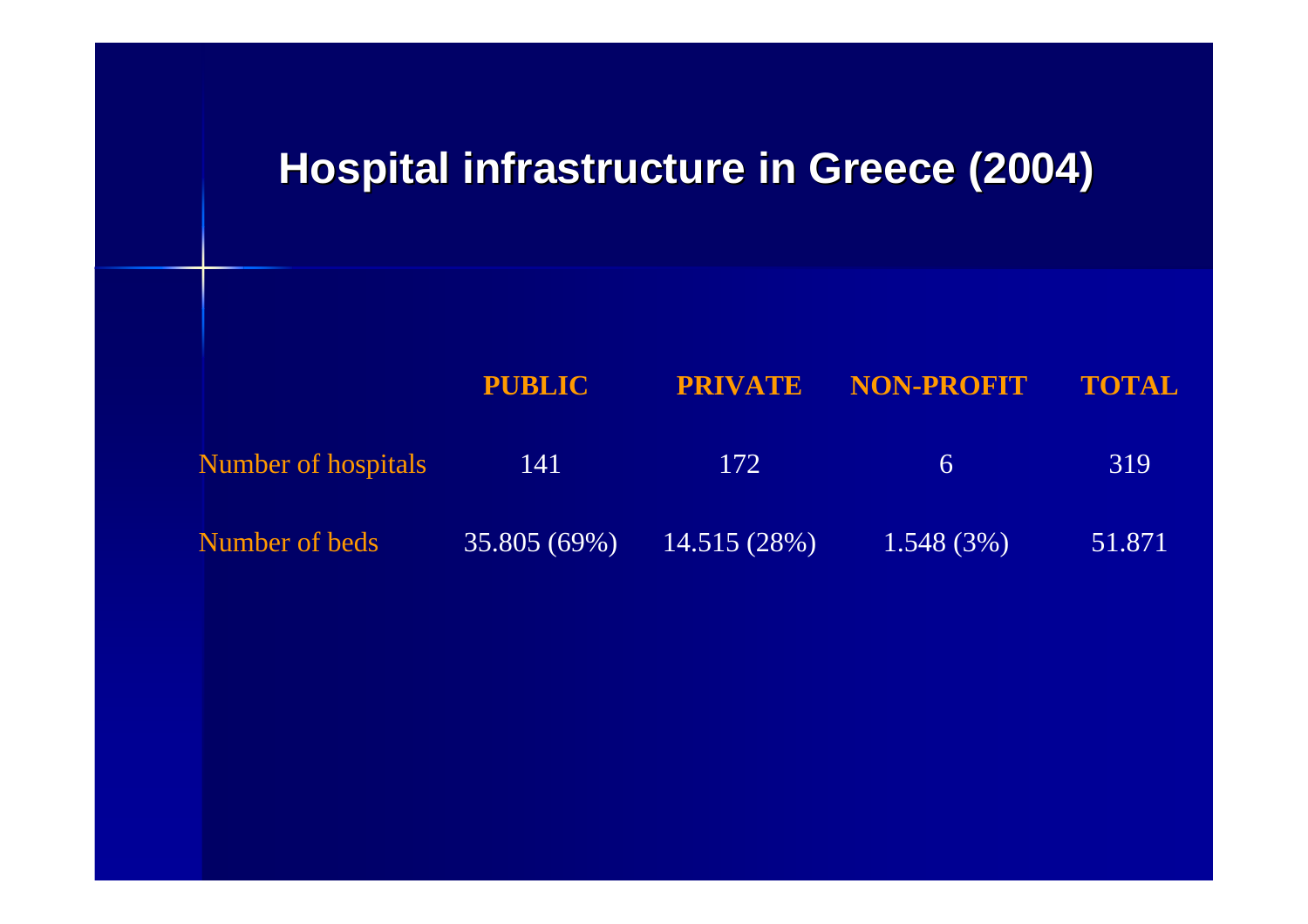# Hospital infrastructure in Greece (2004)

| | PUBLIC | PRIVATE | NON-PROFIT | TOTAL |
|---|---|---|---|---|
| Number of hospitals | 141 | 172 | 6 | 319 |
| Number of beds | 35.805 (69%) | 14.515 (28%) | 1.548 (3%) | 51.871 |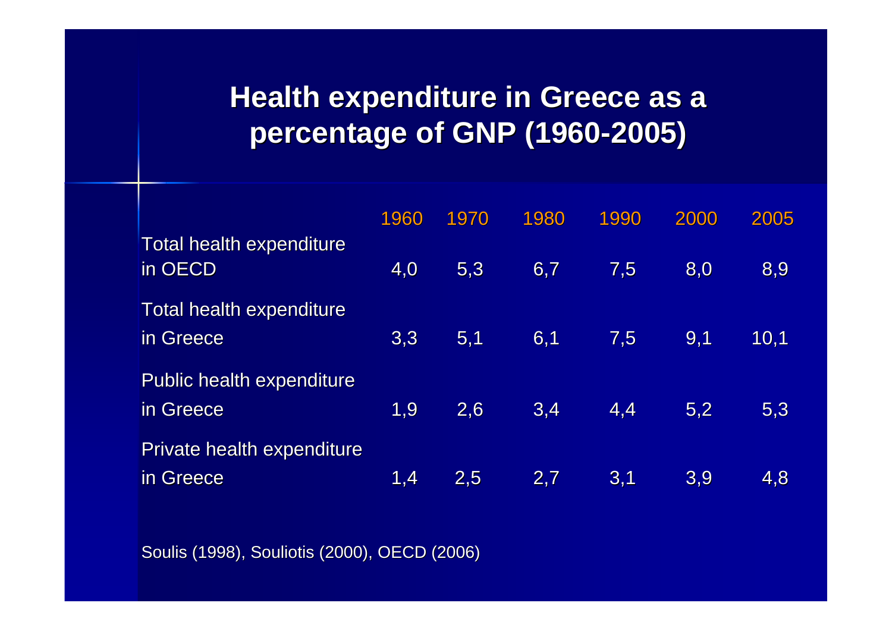# Health expenditure in Greece as a percentage of GNP (1960-2005)

| | 1960 | 1970 | 1980 | 1990 | 2000 | 2005 |
|---|---|---|---|---|---|---|
| Total health expenditure in OECD | 4,0 | 5,3 | 6,7 | 7,5 | 8,0 | 8,9 |
| Total health expenditure in Greece | 3,3 | 5,1 | 6,1 | 7,5 | 9,1 | 10,1 |
| Public health expenditure in Greece | 1,9 | 2,6 | 3,4 | 4,4 | 5,2 | 5,3 |
| Private health expenditure in Greece | 1,4 | 2,5 | 2,7 | 3,1 | 3,9 | 4,8 |

Soulis (1998), Souliotis (2000), OECD (2006)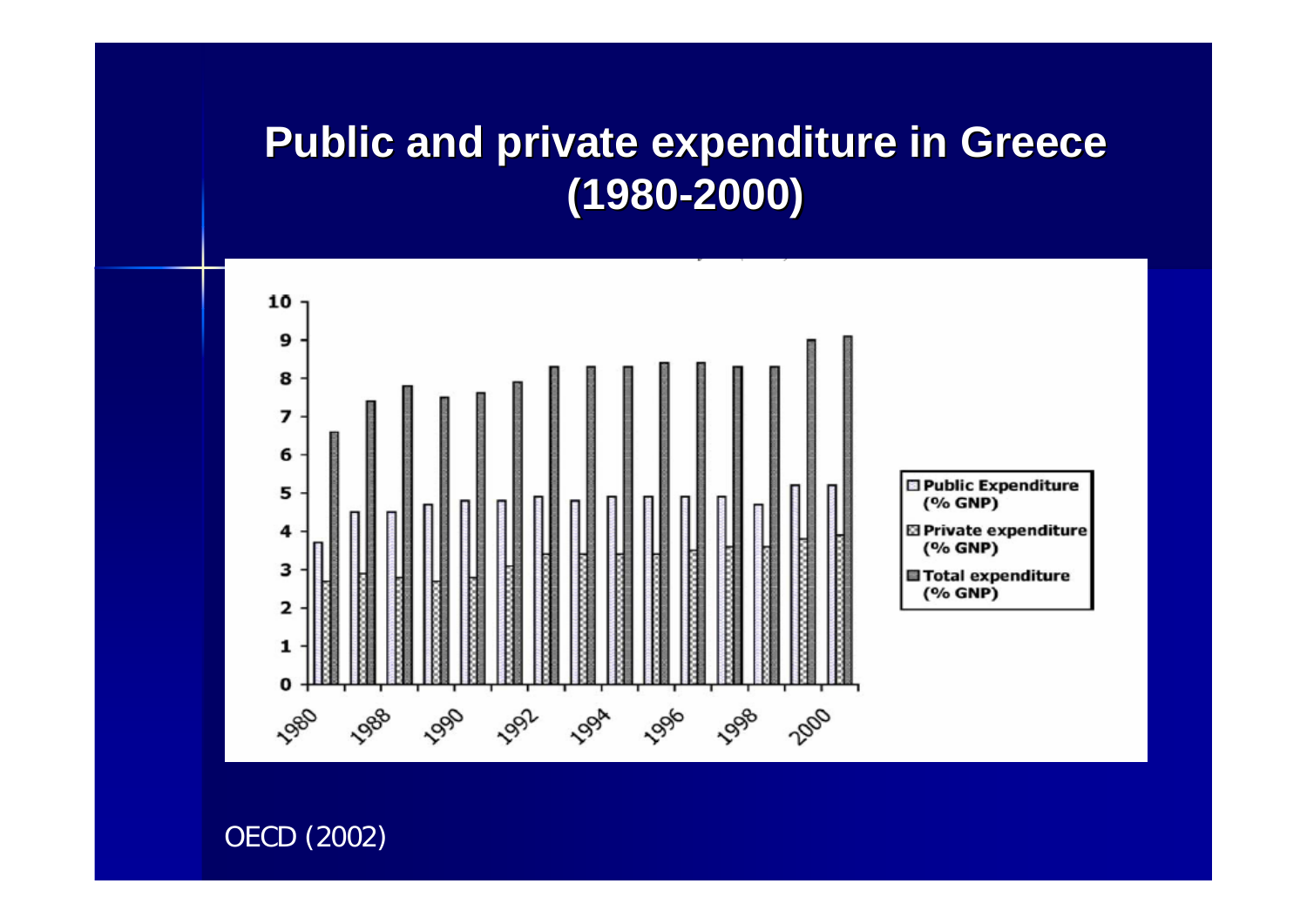# Public and private expenditure in Greece (1980-2000)

OECD (2002)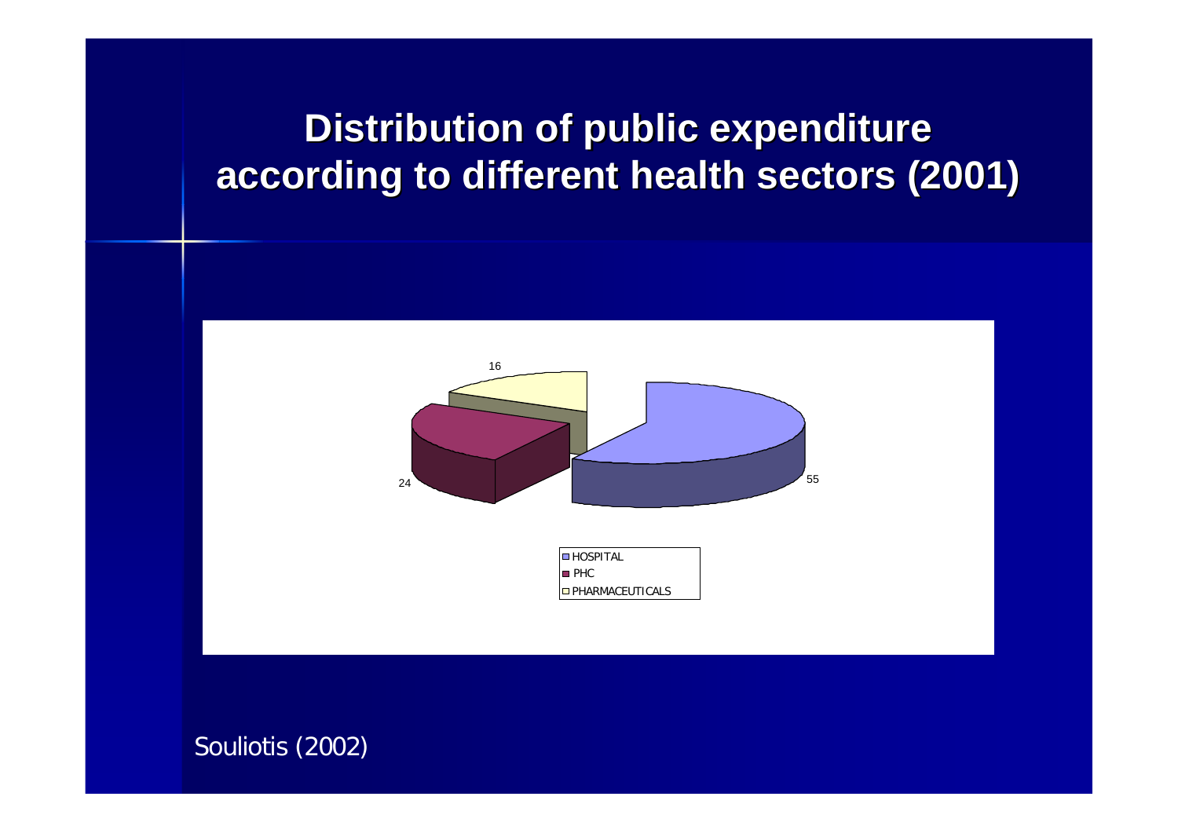# Distribution of public expenditure according to different health sectors (2001)

| Sector | Value |
|---|---|
| HOSPITAL | 55 |
| PHC | 24 |
| PHARMACEUTICALS | 16 |

Souliotis (2002)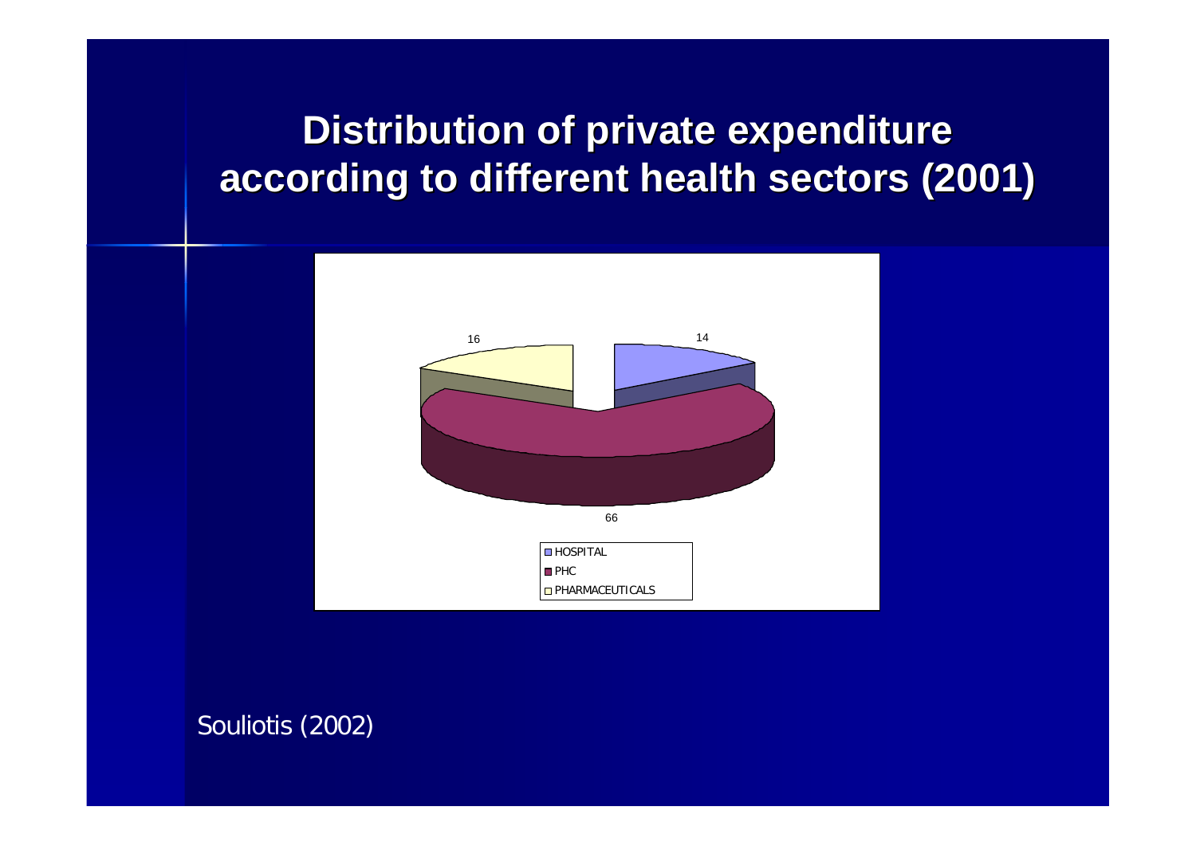# Distribution of private expenditure according to different health sectors (2001)

| Sector | % |
|---|---|
| HOSPITAL | 14 |
| PHC | 66 |
| PHARMACEUTICALS | 16 |

Souliotis (2002)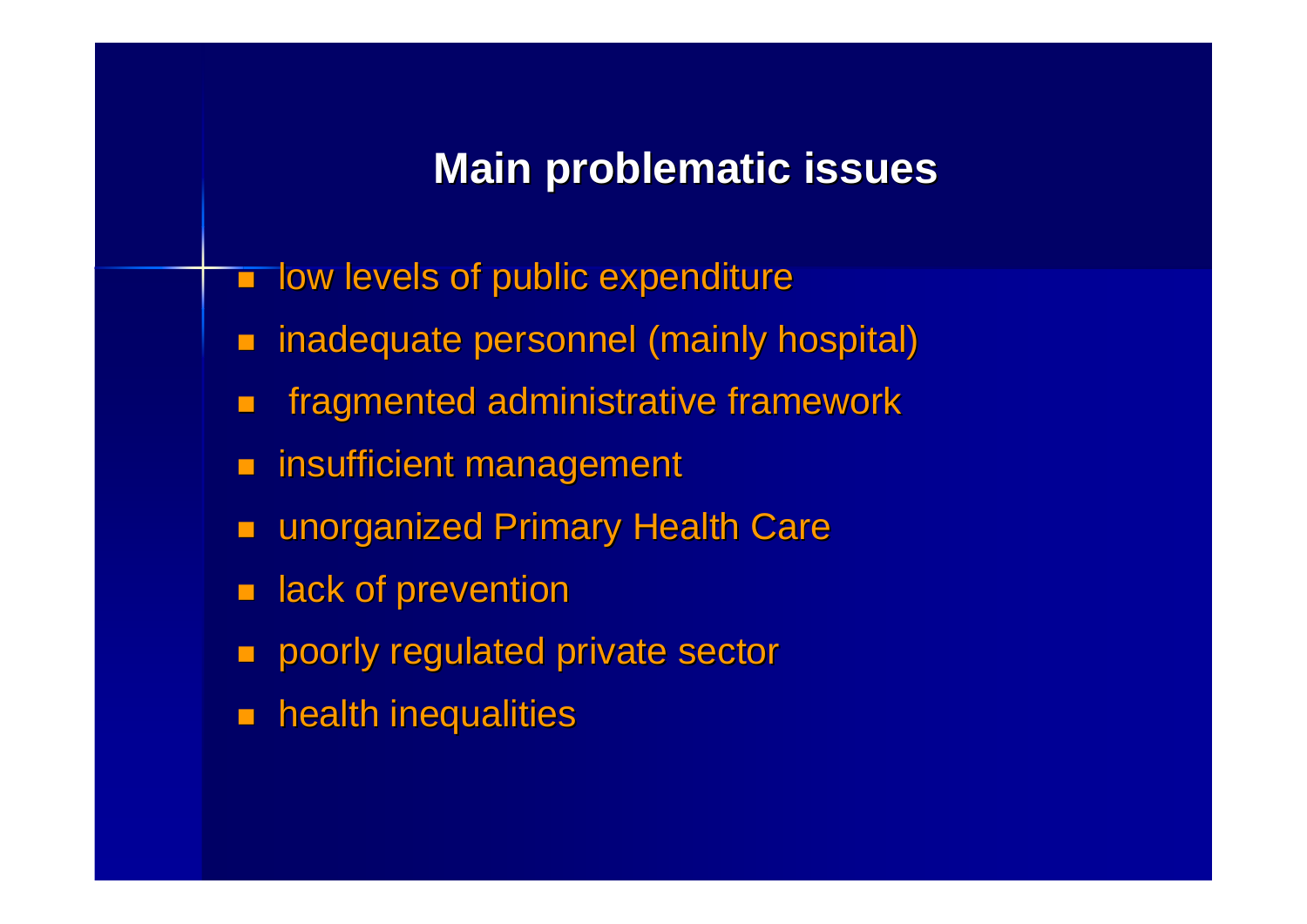## Main problematic issues

- low levels of public expenditure
- inadequate personnel (mainly hospital)
- fragmented administrative framework
- insufficient management
- unorganized Primary Health Care
- lack of prevention
- poorly regulated private sector
- health inequalities